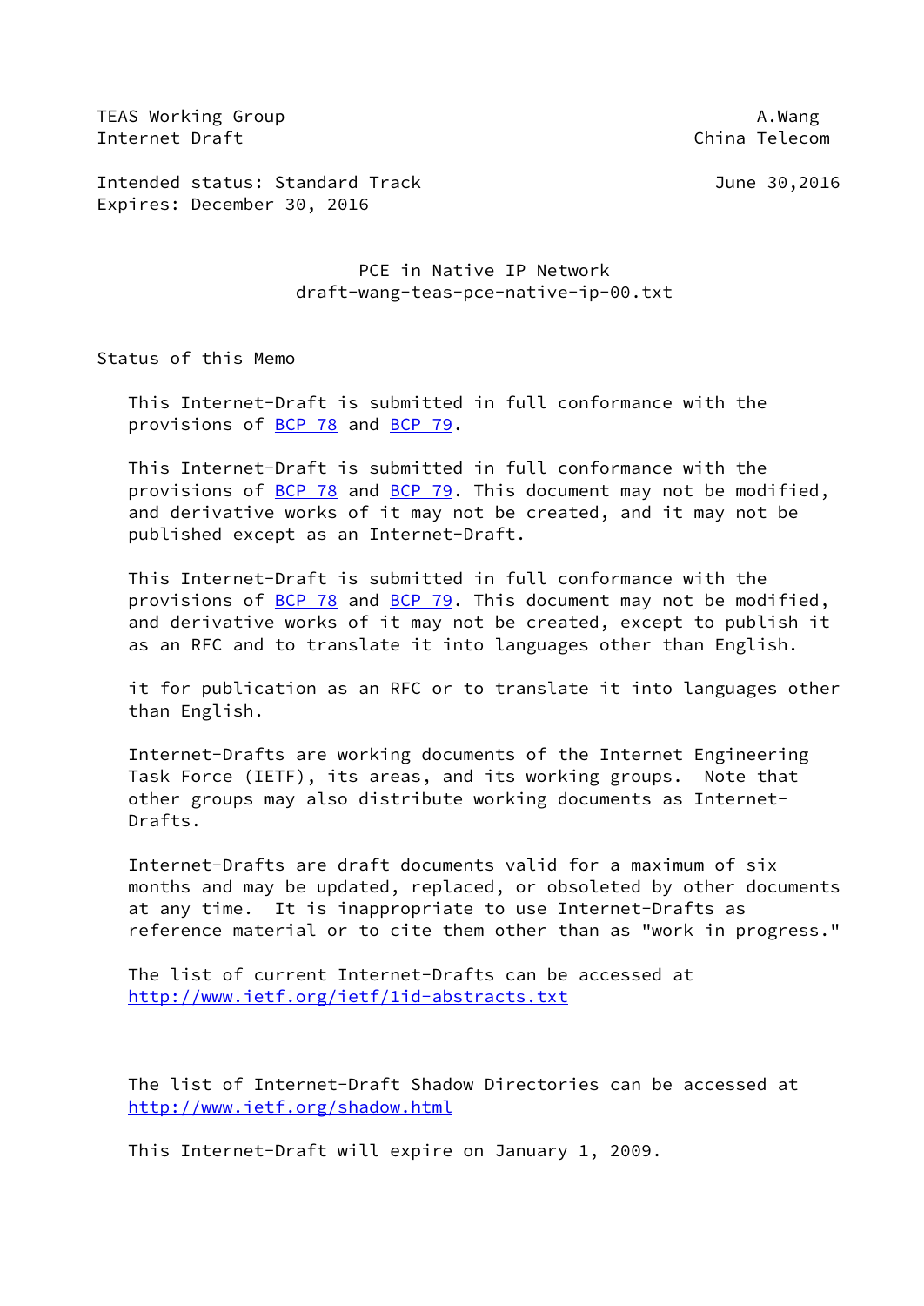TEAS Working Group A.Wang
Internet Draft China Telecom

Intended status: Standard Track June 30,2016
Expires: December 30, 2016

# PCE in Native IP Network
## draft-wang-teas-pce-native-ip-00.txt

## Status of this Memo

This Internet-Draft is submitted in full conformance with the provisions of BCP 78 and BCP 79.

This Internet-Draft is submitted in full conformance with the provisions of BCP 78 and BCP 79. This document may not be modified, and derivative works of it may not be created, and it may not be published except as an Internet-Draft.

This Internet-Draft is submitted in full conformance with the provisions of BCP 78 and BCP 79. This document may not be modified, and derivative works of it may not be created, except to publish it as an RFC and to translate it into languages other than English.

it for publication as an RFC or to translate it into languages other than English.

Internet-Drafts are working documents of the Internet Engineering Task Force (IETF), its areas, and its working groups. Note that other groups may also distribute working documents as Internet-Drafts.

Internet-Drafts are draft documents valid for a maximum of six months and may be updated, replaced, or obsoleted by other documents at any time. It is inappropriate to use Internet-Drafts as reference material or to cite them other than as "work in progress."

The list of current Internet-Drafts can be accessed at http://www.ietf.org/ietf/1id-abstracts.txt

The list of Internet-Draft Shadow Directories can be accessed at http://www.ietf.org/shadow.html

This Internet-Draft will expire on January 1, 2009.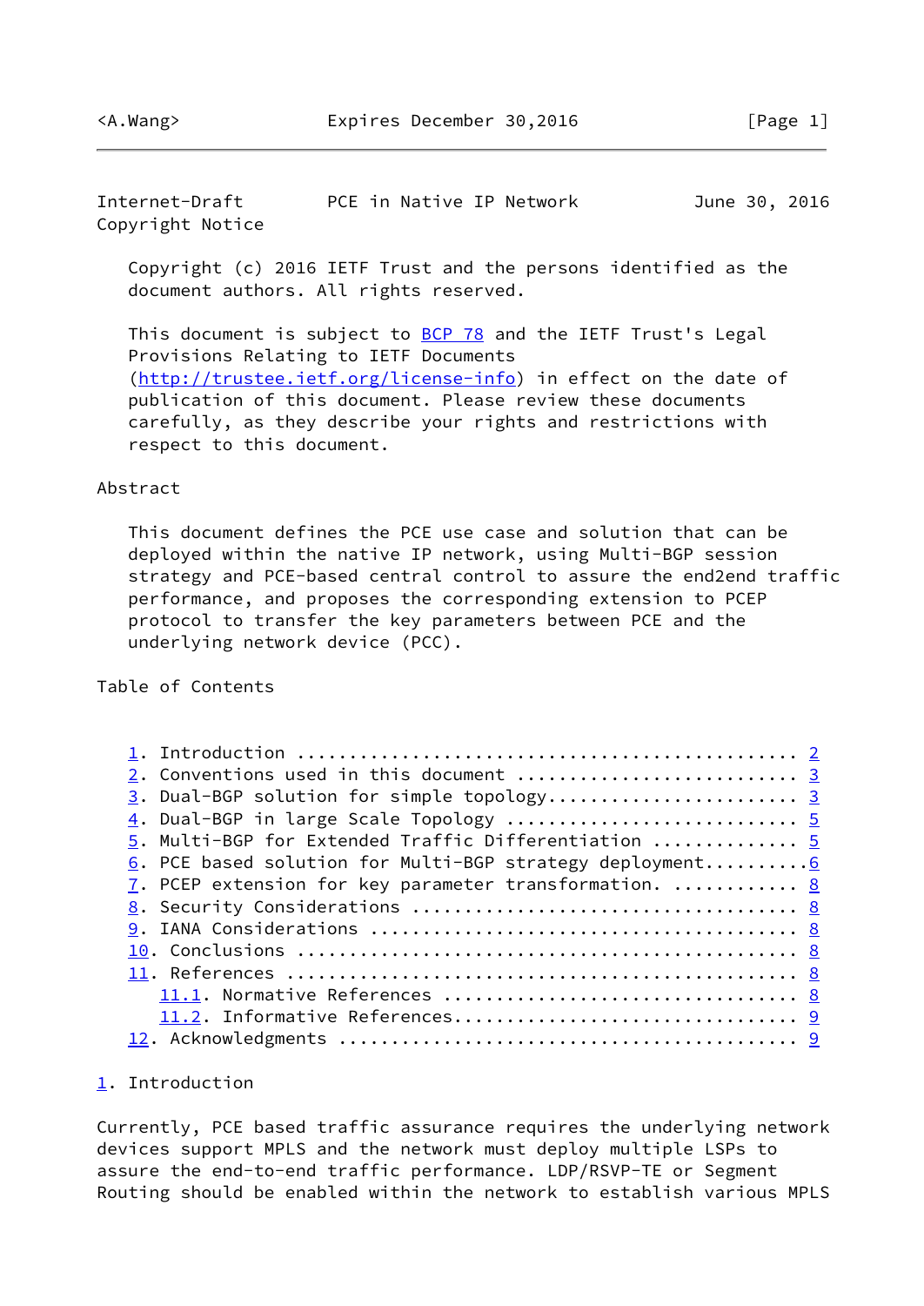Copyright Notice

Copyright (c) 2016 IETF Trust and the persons identified as the document authors. All rights reserved.

This document is subject to BCP 78 and the IETF Trust's Legal Provisions Relating to IETF Documents (http://trustee.ietf.org/license-info) in effect on the date of publication of this document. Please review these documents carefully, as they describe your rights and restrictions with respect to this document.

Abstract

This document defines the PCE use case and solution that can be deployed within the native IP network, using Multi-BGP session strategy and PCE-based central control to assure the end2end traffic performance, and proposes the corresponding extension to PCEP protocol to transfer the key parameters between PCE and the underlying network device (PCC).

Table of Contents

1. Introduction .............................................. 2
2. Conventions used in this document .......................... 3
3. Dual-BGP solution for simple topology....................... 3
4. Dual-BGP in large Scale Topology ........................... 5
5. Multi-BGP for Extended Traffic Differentiation ............. 5
6. PCE based solution for Multi-BGP strategy deployment..........6
7. PCEP extension for key parameter transformation. ........... 8
8. Security Considerations .................................... 8
9. IANA Considerations ........................................ 8
10. Conclusions ............................................... 8
11. References ................................................ 8
    11.1. Normative References ................................ 8
    11.2. Informative References............................... 9
12. Acknowledgments ........................................... 9

## 1. Introduction

Currently, PCE based traffic assurance requires the underlying network devices support MPLS and the network must deploy multiple LSPs to assure the end-to-end traffic performance. LDP/RSVP-TE or Segment Routing should be enabled within the network to establish various MPLS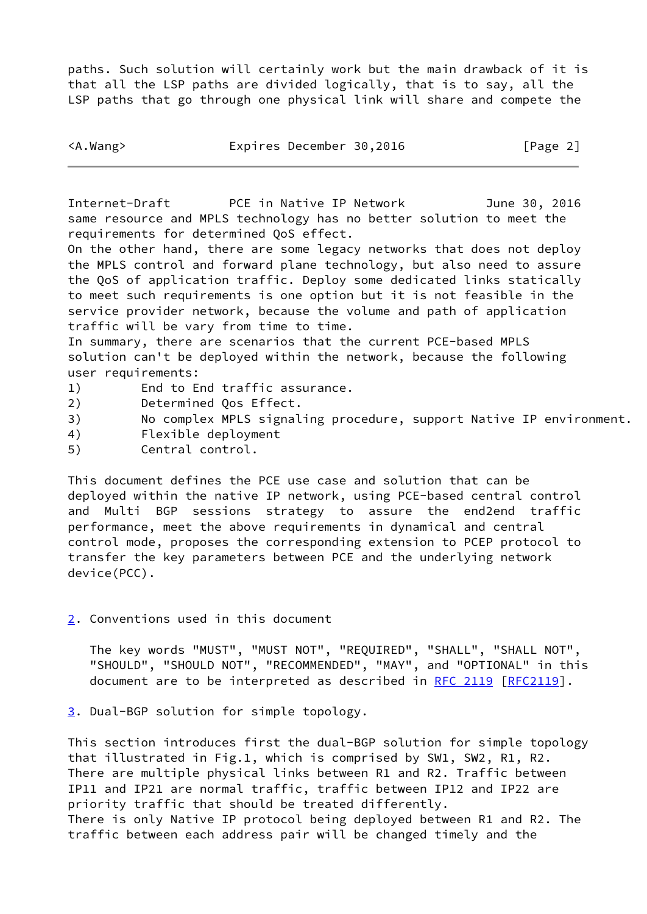paths. Such solution will certainly work but the main drawback of it is that all the LSP paths are divided logically, that is to say, all the LSP paths that go through one physical link will share and compete the same resource and MPLS technology has no better solution to meet the requirements for determined QoS effect.

On the other hand, there are some legacy networks that does not deploy the MPLS control and forward plane technology, but also need to assure the QoS of application traffic. Deploy some dedicated links statically to meet such requirements is one option but it is not feasible in the service provider network, because the volume and path of application traffic will be vary from time to time.

In summary, there are scenarios that the current PCE-based MPLS solution can't be deployed within the network, because the following user requirements:

1) End to End traffic assurance.
2) Determined Qos Effect.
3) No complex MPLS signaling procedure, support Native IP environment.
4) Flexible deployment
5) Central control.

This document defines the PCE use case and solution that can be deployed within the native IP network, using PCE-based central control and Multi BGP sessions strategy to assure the end2end traffic performance, meet the above requirements in dynamical and central control mode, proposes the corresponding extension to PCEP protocol to transfer the key parameters between PCE and the underlying network device(PCC).

## 2. Conventions used in this document

The key words "MUST", "MUST NOT", "REQUIRED", "SHALL", "SHALL NOT", "SHOULD", "SHOULD NOT", "RECOMMENDED", "MAY", and "OPTIONAL" in this document are to be interpreted as described in RFC 2119 [RFC2119].

## 3. Dual-BGP solution for simple topology.

This section introduces first the dual-BGP solution for simple topology that illustrated in Fig.1, which is comprised by SW1, SW2, R1, R2. There are multiple physical links between R1 and R2. Traffic between IP11 and IP21 are normal traffic, traffic between IP12 and IP22 are priority traffic that should be treated differently.

There is only Native IP protocol being deployed between R1 and R2. The traffic between each address pair will be changed timely and the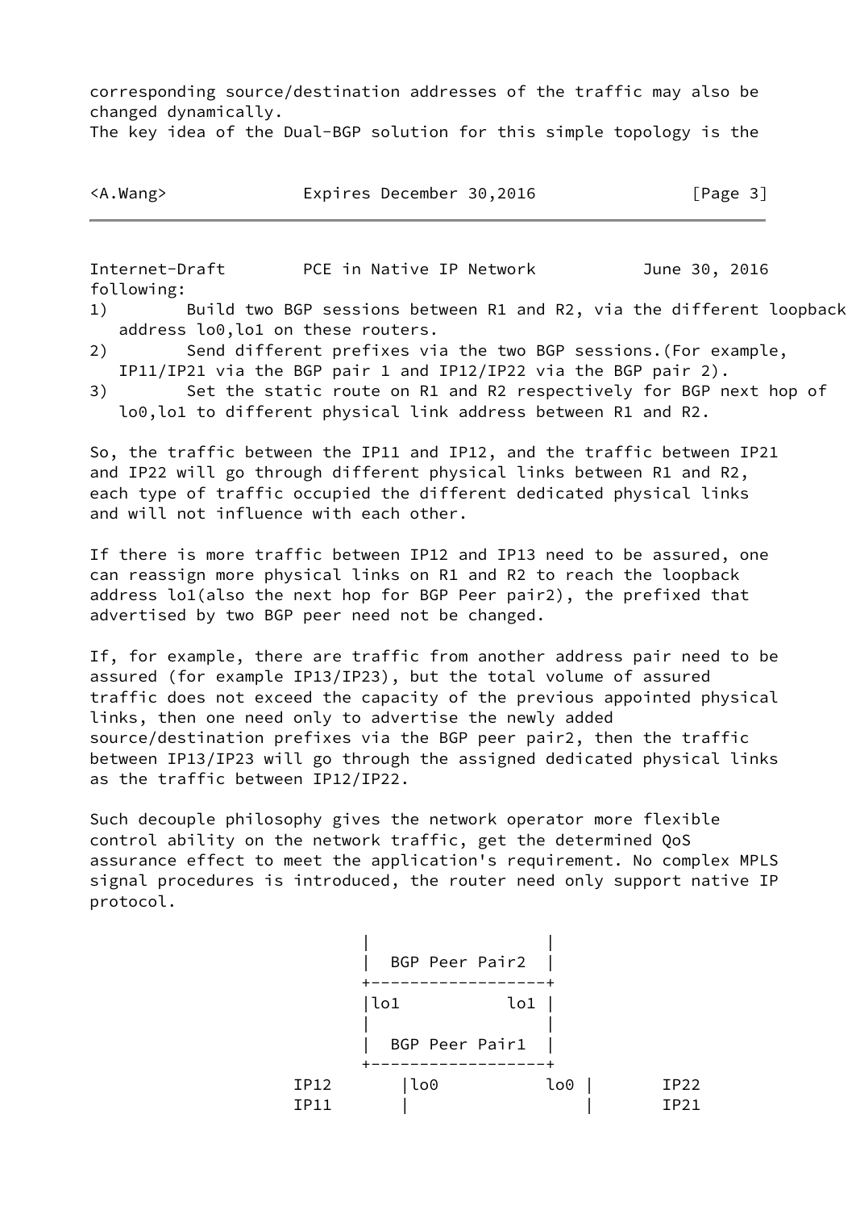corresponding source/destination addresses of the traffic may also be changed dynamically.
The key idea of the Dual-BGP solution for this simple topology is the following:

1) Build two BGP sessions between R1 and R2, via the different loopback address lo0,lo1 on these routers.
2) Send different prefixes via the two BGP sessions.(For example, IP11/IP21 via the BGP pair 1 and IP12/IP22 via the BGP pair 2).
3) Set the static route on R1 and R2 respectively for BGP next hop of lo0,lo1 to different physical link address between R1 and R2.

So, the traffic between the IP11 and IP12, and the traffic between IP21 and IP22 will go through different physical links between R1 and R2, each type of traffic occupied the different dedicated physical links and will not influence with each other.

If there is more traffic between IP12 and IP13 need to be assured, one can reassign more physical links on R1 and R2 to reach the loopback address lo1(also the next hop for BGP Peer pair2), the prefixed that advertised by two BGP peer need not be changed.

If, for example, there are traffic from another address pair need to be assured (for example IP13/IP23), but the total volume of assured traffic does not exceed the capacity of the previous appointed physical links, then one need only to advertise the newly added source/destination prefixes via the BGP peer pair2, then the traffic between IP13/IP23 will go through the assigned dedicated physical links as the traffic between IP12/IP22.

Such decouple philosophy gives the network operator more flexible control ability on the network traffic, get the determined QoS assurance effect to meet the application's requirement. No complex MPLS signal procedures is introduced, the router need only support native IP protocol.

```
                 |                  |
                 |  BGP Peer Pair2  |
                 +------------------+
                 |lo1           lo1 |
                 |                  |
                 |  BGP Peer Pair1  |
                 +------------------+
          IP12      |lo0           lo0 |       IP22
          IP11      |                  |       IP21
```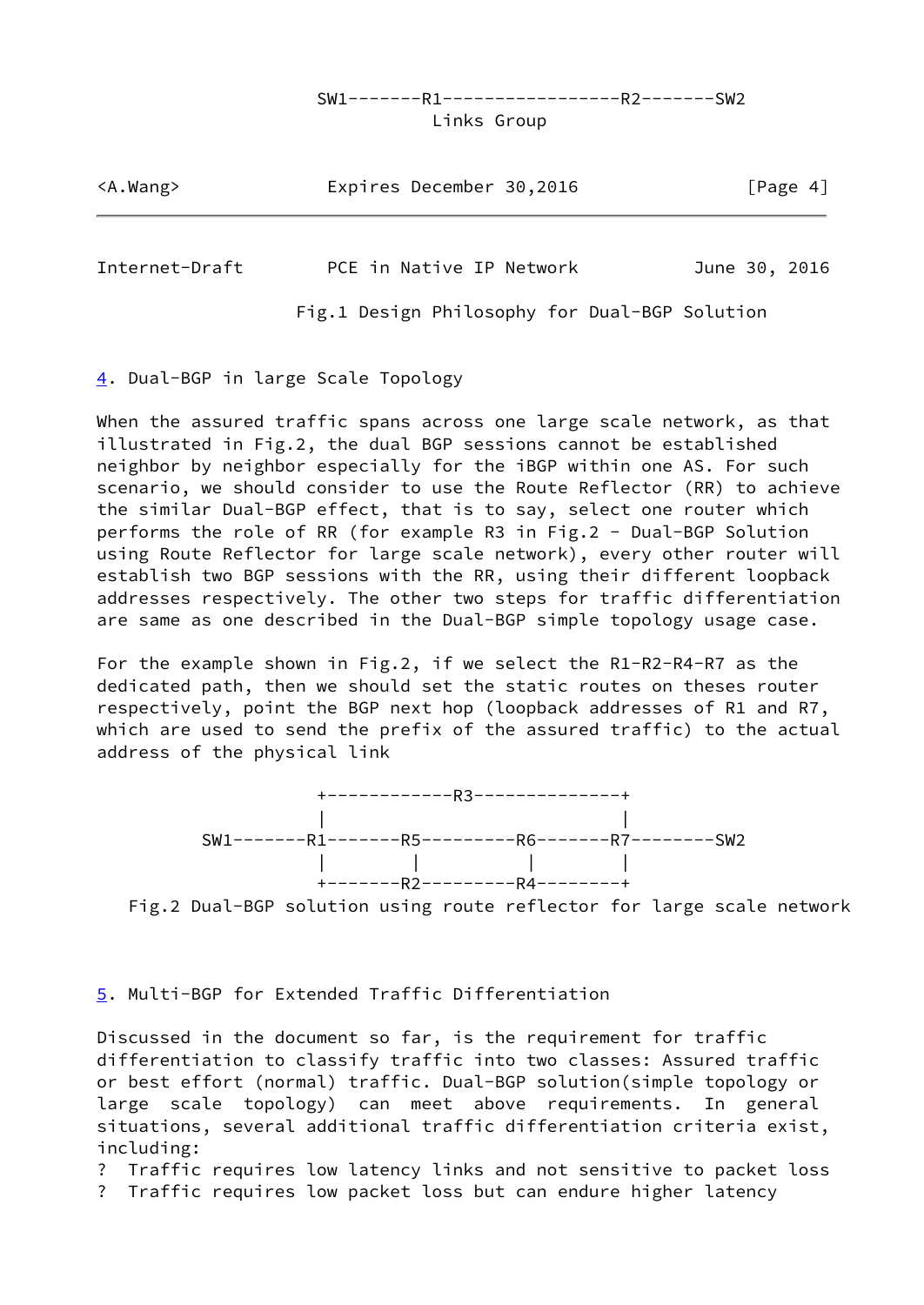```
              SW1-------R1-----------------R2-------SW2
                           Links Group
```

Fig.1 Design Philosophy for Dual-BGP Solution

## 4. Dual-BGP in large Scale Topology

When the assured traffic spans across one large scale network, as that illustrated in Fig.2, the dual BGP sessions cannot be established neighbor by neighbor especially for the iBGP within one AS. For such scenario, we should consider to use the Route Reflector (RR) to achieve the similar Dual-BGP effect, that is to say, select one router which performs the role of RR (for example R3 in Fig.2 - Dual-BGP Solution using Route Reflector for large scale network), every other router will establish two BGP sessions with the RR, using their different loopback addresses respectively. The other two steps for traffic differentiation are same as one described in the Dual-BGP simple topology usage case.

For the example shown in Fig.2, if we select the R1-R2-R4-R7 as the dedicated path, then we should set the static routes on theses router respectively, point the BGP next hop (loopback addresses of R1 and R7, which are used to send the prefix of the assured traffic) to the actual address of the physical link

```
                +------------R3--------------+
                |                            |
       SW1-------R1-------R5---------R6-------R7--------SW2
                |        |           |        |
                +-------R2---------R4--------+
```

Fig.2 Dual-BGP solution using route reflector for large scale network

## 5. Multi-BGP for Extended Traffic Differentiation

Discussed in the document so far, is the requirement for traffic differentiation to classify traffic into two classes: Assured traffic or best effort (normal) traffic. Dual-BGP solution(simple topology or large scale topology) can meet above requirements. In general situations, several additional traffic differentiation criteria exist, including:

? Traffic requires low latency links and not sensitive to packet loss
? Traffic requires low packet loss but can endure higher latency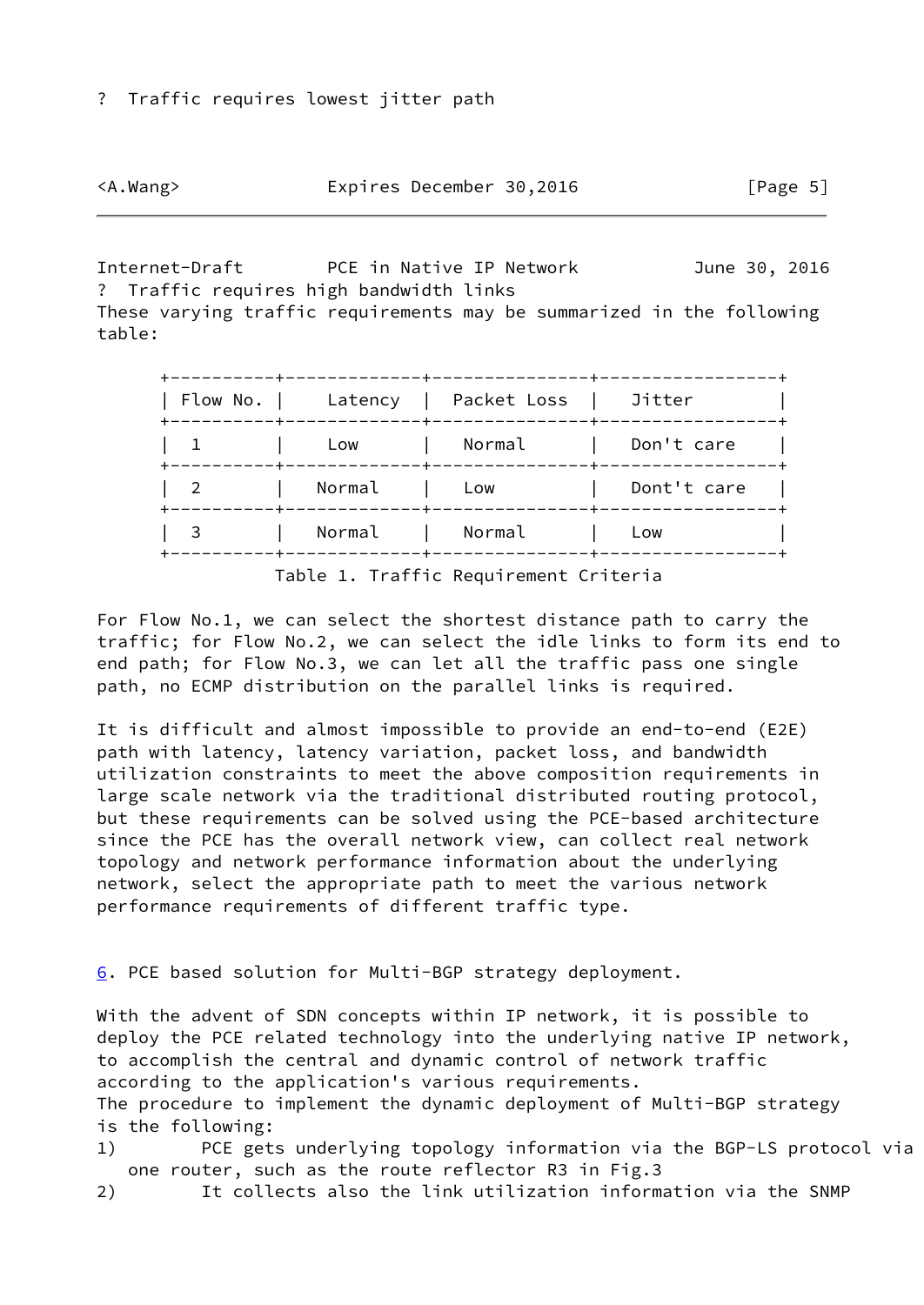?  Traffic requires lowest jitter path

?  Traffic requires high bandwidth links

These varying traffic requirements may be summarized in the following table:

| Flow No. | Latency | Packet Loss | Jitter |
|---|---|---|---|
| 1 | Low | Normal | Don't care |
| 2 | Normal | Low | Dont't care |
| 3 | Normal | Normal | Low |

Table 1. Traffic Requirement Criteria

For Flow No.1, we can select the shortest distance path to carry the traffic; for Flow No.2, we can select the idle links to form its end to end path; for Flow No.3, we can let all the traffic pass one single path, no ECMP distribution on the parallel links is required.

It is difficult and almost impossible to provide an end-to-end (E2E) path with latency, latency variation, packet loss, and bandwidth utilization constraints to meet the above composition requirements in large scale network via the traditional distributed routing protocol, but these requirements can be solved using the PCE-based architecture since the PCE has the overall network view, can collect real network topology and network performance information about the underlying network, select the appropriate path to meet the various network performance requirements of different traffic type.

## 6. PCE based solution for Multi-BGP strategy deployment.

With the advent of SDN concepts within IP network, it is possible to deploy the PCE related technology into the underlying native IP network, to accomplish the central and dynamic control of network traffic according to the application's various requirements.

The procedure to implement the dynamic deployment of Multi-BGP strategy is the following:

1) PCE gets underlying topology information via the BGP-LS protocol via one router, such as the route reflector R3 in Fig.3
2) It collects also the link utilization information via the SNMP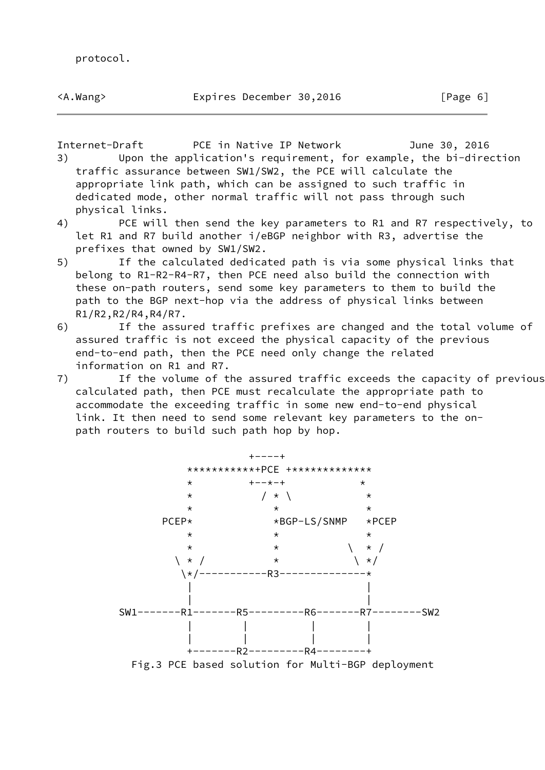protocol.

3) Upon the application's requirement, for example, the bi-direction traffic assurance between SW1/SW2, the PCE will calculate the appropriate link path, which can be assigned to such traffic in dedicated mode, other normal traffic will not pass through such physical links.
4) PCE will then send the key parameters to R1 and R7 respectively, to let R1 and R7 build another i/eBGP neighbor with R3, advertise the prefixes that owned by SW1/SW2.
5) If the calculated dedicated path is via some physical links that belong to R1-R2-R4-R7, then PCE need also build the connection with these on-path routers, send some key parameters to them to build the path to the BGP next-hop via the address of physical links between R1/R2,R2/R4,R4/R7.
6) If the assured traffic prefixes are changed and the total volume of assured traffic is not exceed the physical capacity of the previous end-to-end path, then the PCE need only change the related information on R1 and R7.
7) If the volume of the assured traffic exceeds the capacity of previous calculated path, then PCE must recalculate the appropriate path to accommodate the exceeding traffic in some new end-to-end physical link. It then need to send some relevant key parameters to the on-path routers to build such path hop by hop.

```
                           +----+
                ***********+PCE +*************
                *         +--*-+            *
                *           / * \            *
                *             *              *
            PCEP*             *BGP-LS/SNMP   *PCEP
                *             *              *
                *             *           \  * /
              \ * /           *            \ */
               \*/-----------R3-------------*
                |                           |
                |                           |
       SW1-------R1-------R5---------R6-------R7--------SW2
                |        |          |        |
                |        |          |        |
                +-------R2---------R4--------+
          Fig.3 PCE based solution for Multi-BGP deployment
```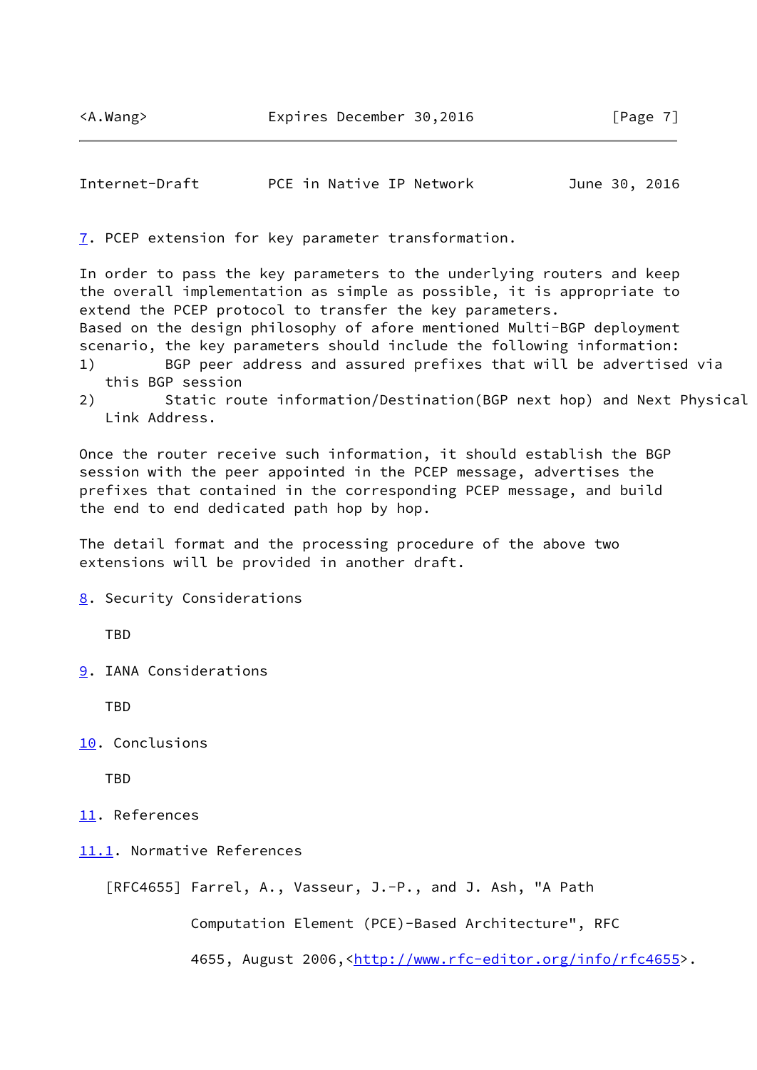## 7. PCEP extension for key parameter transformation.

In order to pass the key parameters to the underlying routers and keep the overall implementation as simple as possible, it is appropriate to extend the PCEP protocol to transfer the key parameters. Based on the design philosophy of afore mentioned Multi-BGP deployment scenario, the key parameters should include the following information:

1) BGP peer address and assured prefixes that will be advertised via this BGP session
2) Static route information/Destination(BGP next hop) and Next Physical Link Address.

Once the router receive such information, it should establish the BGP session with the peer appointed in the PCEP message, advertises the prefixes that contained in the corresponding PCEP message, and build the end to end dedicated path hop by hop.

The detail format and the processing procedure of the above two extensions will be provided in another draft.

## 8. Security Considerations

TBD

## 9. IANA Considerations

TBD

## 10. Conclusions

TBD

## 11. References

### 11.1. Normative References

[RFC4655] Farrel, A., Vasseur, J.-P., and J. Ash, "A Path Computation Element (PCE)-Based Architecture", RFC 4655, August 2006,<http://www.rfc-editor.org/info/rfc4655>.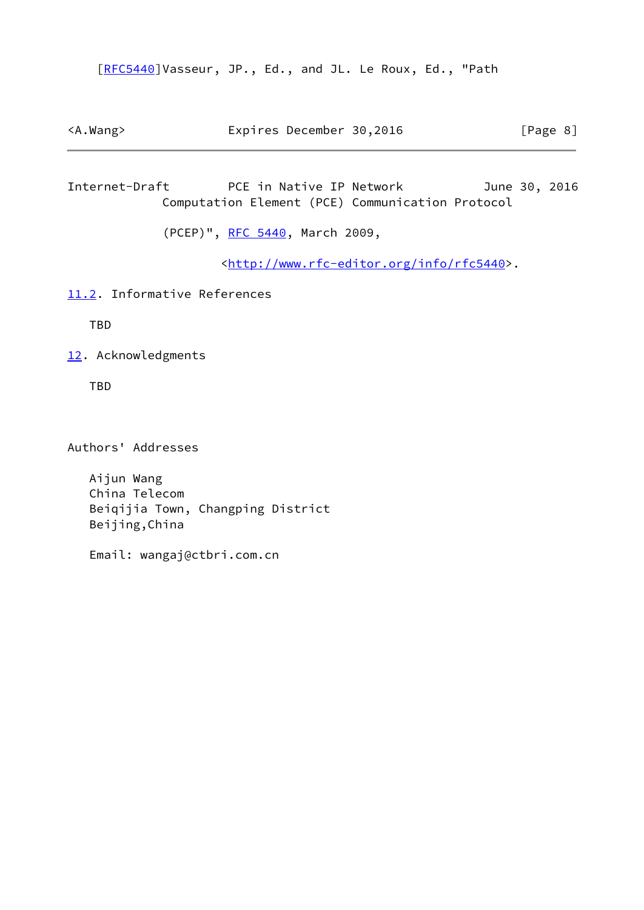[RFC5440]Vasseur, JP., Ed., and JL. Le Roux, Ed., "Path Computation Element (PCE) Communication Protocol (PCEP)", RFC 5440, March 2009, <http://www.rfc-editor.org/info/rfc5440>.

### 11.2. Informative References

TBD

## 12. Acknowledgments

TBD

## Authors' Addresses

Aijun Wang
China Telecom
Beiqijia Town, Changping District
Beijing,China

Email: wangaj@ctbri.com.cn